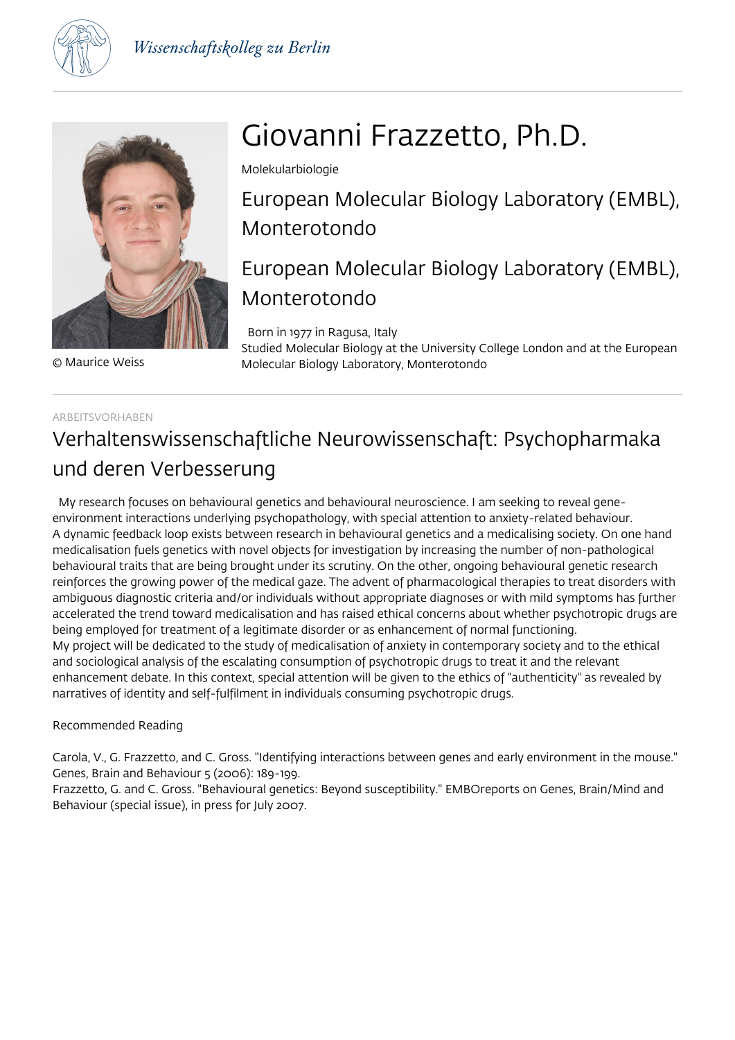Wissenschaftskolleg zu Berlin

© Maurice Weiss

# Giovanni Frazzetto, Ph.D.

Molekularbiologie

## European Molecular Biology Laboratory (EMBL), Monterotondo

## European Molecular Biology Laboratory (EMBL), Monterotondo

Born in 1977 in Ragusa, Italy
Studied Molecular Biology at the University College London and at the European Molecular Biology Laboratory, Monterotondo

ARBEITSVORHABEN

## Verhaltenswissenschaftliche Neurowissenschaft: Psychopharmaka und deren Verbesserung

My research focuses on behavioural genetics and behavioural neuroscience. I am seeking to reveal gene-environment interactions underlying psychopathology, with special attention to anxiety-related behaviour. A dynamic feedback loop exists between research in behavioural genetics and a medicalising society. On one hand medicalisation fuels genetics with novel objects for investigation by increasing the number of non-pathological behavioural traits that are being brought under its scrutiny. On the other, ongoing behavioural genetic research reinforces the growing power of the medical gaze. The advent of pharmacological therapies to treat disorders with ambiguous diagnostic criteria and/or individuals without appropriate diagnoses or with mild symptoms has further accelerated the trend toward medicalisation and has raised ethical concerns about whether psychotropic drugs are being employed for treatment of a legitimate disorder or as enhancement of normal functioning.
My project will be dedicated to the study of medicalisation of anxiety in contemporary society and to the ethical and sociological analysis of the escalating consumption of psychotropic drugs to treat it and the relevant enhancement debate. In this context, special attention will be given to the ethics of "authenticity" as revealed by narratives of identity and self-fulfilment in individuals consuming psychotropic drugs.

Recommended Reading

Carola, V., G. Frazzetto, and C. Gross. "Identifying interactions between genes and early environment in the mouse." Genes, Brain and Behaviour 5 (2006): 189-199.
Frazzetto, G. and C. Gross. "Behavioural genetics: Beyond susceptibility." EMBOreports on Genes, Brain/Mind and Behaviour (special issue), in press for July 2007.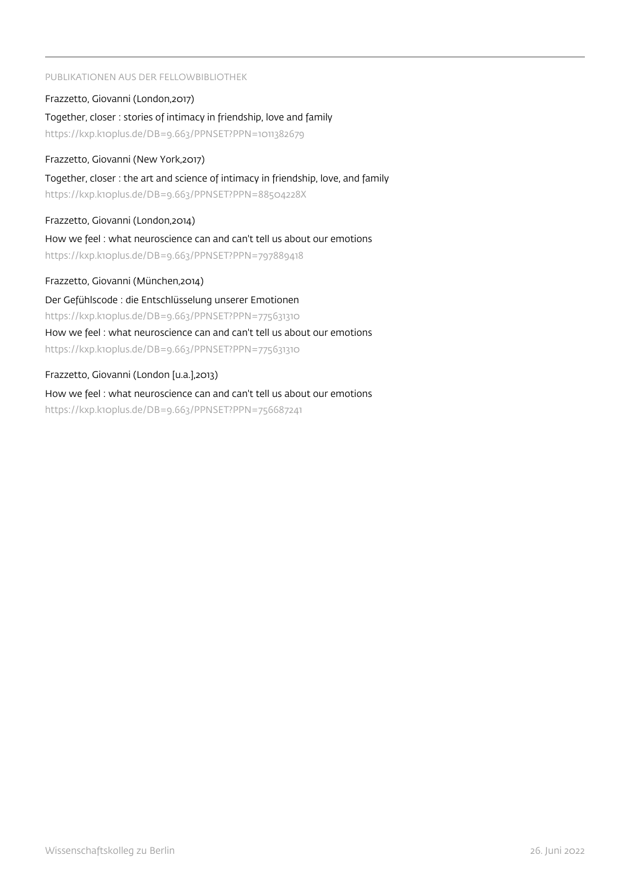PUBLIKATIONEN AUS DER FELLOWBIBLIOTHEK

Frazzetto, Giovanni (London,2017)

Together, closer : stories of intimacy in friendship, love and family
https://kxp.k10plus.de/DB=9.663/PPNSET?PPN=1011382679

Frazzetto, Giovanni (New York,2017)

Together, closer : the art and science of intimacy in friendship, love, and family
https://kxp.k10plus.de/DB=9.663/PPNSET?PPN=88504228X

Frazzetto, Giovanni (London,2014)

How we feel : what neuroscience can and can't tell us about our emotions
https://kxp.k10plus.de/DB=9.663/PPNSET?PPN=797889418

Frazzetto, Giovanni (München,2014)

Der Gefühlscode : die Entschlüsselung unserer Emotionen
https://kxp.k10plus.de/DB=9.663/PPNSET?PPN=775631310

How we feel : what neuroscience can and can't tell us about our emotions
https://kxp.k10plus.de/DB=9.663/PPNSET?PPN=775631310

Frazzetto, Giovanni (London [u.a.],2013)

How we feel : what neuroscience can and can't tell us about our emotions
https://kxp.k10plus.de/DB=9.663/PPNSET?PPN=756687241